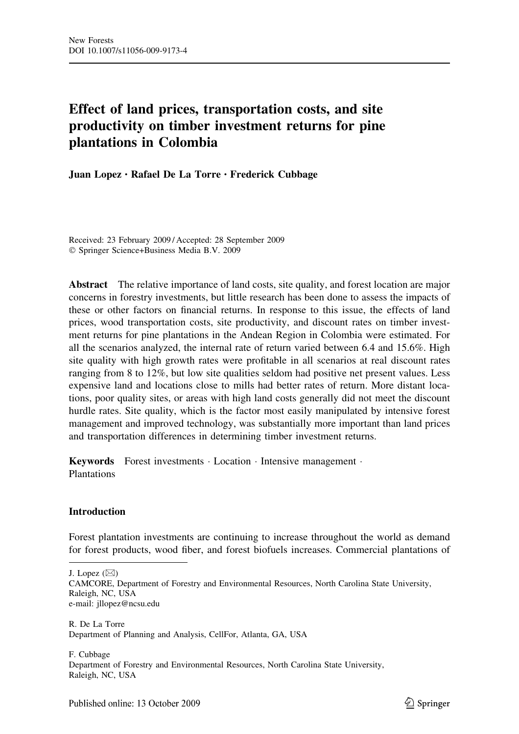# Effect of land prices, transportation costs, and site productivity on timber investment returns for pine plantations in Colombia

**Juan Lopez · Rafael De La Torre · Frederick Cubbage**

Received: 23 February 2009 / Accepted: 28 September 2009
© Springer Science+Business Media B.V. 2009

**Abstract** The relative importance of land costs, site quality, and forest location are major concerns in forestry investments, but little research has been done to assess the impacts of these or other factors on financial returns. In response to this issue, the effects of land prices, wood transportation costs, site productivity, and discount rates on timber investment returns for pine plantations in the Andean Region in Colombia were estimated. For all the scenarios analyzed, the internal rate of return varied between 6.4 and 15.6%. High site quality with high growth rates were profitable in all scenarios at real discount rates ranging from 8 to 12%, but low site qualities seldom had positive net present values. Less expensive land and locations close to mills had better rates of return. More distant locations, poor quality sites, or areas with high land costs generally did not meet the discount hurdle rates. Site quality, which is the factor most easily manipulated by intensive forest management and improved technology, was substantially more important than land prices and transportation differences in determining timber investment returns.

**Keywords** Forest investments · Location · Intensive management · Plantations

## Introduction

Forest plantation investments are continuing to increase throughout the world as demand for forest products, wood fiber, and forest biofuels increases. Commercial plantations of

---

J. Lopez (✉)
CAMCORE, Department of Forestry and Environmental Resources, North Carolina State University, Raleigh, NC, USA
e-mail: jllopez@ncsu.edu

R. De La Torre
Department of Planning and Analysis, CellFor, Atlanta, GA, USA

F. Cubbage
Department of Forestry and Environmental Resources, North Carolina State University, Raleigh, NC, USA

Published online: 13 October 2009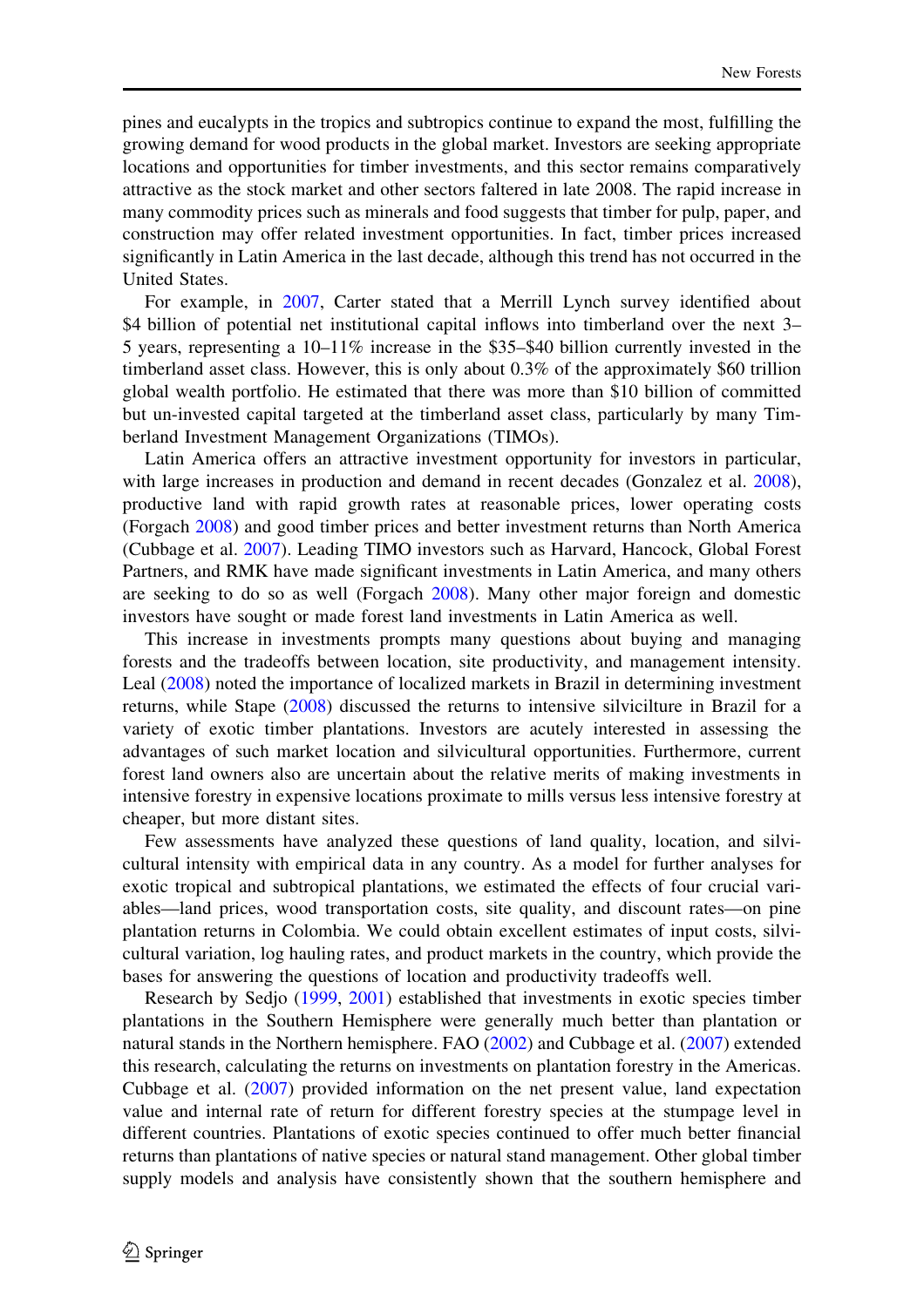pines and eucalypts in the tropics and subtropics continue to expand the most, fulfilling the growing demand for wood products in the global market. Investors are seeking appropriate locations and opportunities for timber investments, and this sector remains comparatively attractive as the stock market and other sectors faltered in late 2008. The rapid increase in many commodity prices such as minerals and food suggests that timber for pulp, paper, and construction may offer related investment opportunities. In fact, timber prices increased significantly in Latin America in the last decade, although this trend has not occurred in the United States.

For example, in 2007, Carter stated that a Merrill Lynch survey identified about $4 billion of potential net institutional capital inflows into timberland over the next 3–5 years, representing a 10–11% increase in the $35–$40 billion currently invested in the timberland asset class. However, this is only about 0.3% of the approximately $60 trillion global wealth portfolio. He estimated that there was more than $10 billion of committed but un-invested capital targeted at the timberland asset class, particularly by many Timberland Investment Management Organizations (TIMOs).

Latin America offers an attractive investment opportunity for investors in particular, with large increases in production and demand in recent decades (Gonzalez et al. 2008), productive land with rapid growth rates at reasonable prices, lower operating costs (Forgach 2008) and good timber prices and better investment returns than North America (Cubbage et al. 2007). Leading TIMO investors such as Harvard, Hancock, Global Forest Partners, and RMK have made significant investments in Latin America, and many others are seeking to do so as well (Forgach 2008). Many other major foreign and domestic investors have sought or made forest land investments in Latin America as well.

This increase in investments prompts many questions about buying and managing forests and the tradeoffs between location, site productivity, and management intensity. Leal (2008) noted the importance of localized markets in Brazil in determining investment returns, while Stape (2008) discussed the returns to intensive silvicilture in Brazil for a variety of exotic timber plantations. Investors are acutely interested in assessing the advantages of such market location and silvicultural opportunities. Furthermore, current forest land owners also are uncertain about the relative merits of making investments in intensive forestry in expensive locations proximate to mills versus less intensive forestry at cheaper, but more distant sites.

Few assessments have analyzed these questions of land quality, location, and silvicultural intensity with empirical data in any country. As a model for further analyses for exotic tropical and subtropical plantations, we estimated the effects of four crucial variables—land prices, wood transportation costs, site quality, and discount rates—on pine plantation returns in Colombia. We could obtain excellent estimates of input costs, silvicultural variation, log hauling rates, and product markets in the country, which provide the bases for answering the questions of location and productivity tradeoffs well.

Research by Sedjo (1999, 2001) established that investments in exotic species timber plantations in the Southern Hemisphere were generally much better than plantation or natural stands in the Northern hemisphere. FAO (2002) and Cubbage et al. (2007) extended this research, calculating the returns on investments on plantation forestry in the Americas. Cubbage et al. (2007) provided information on the net present value, land expectation value and internal rate of return for different forestry species at the stumpage level in different countries. Plantations of exotic species continued to offer much better financial returns than plantations of native species or natural stand management. Other global timber supply models and analysis have consistently shown that the southern hemisphere and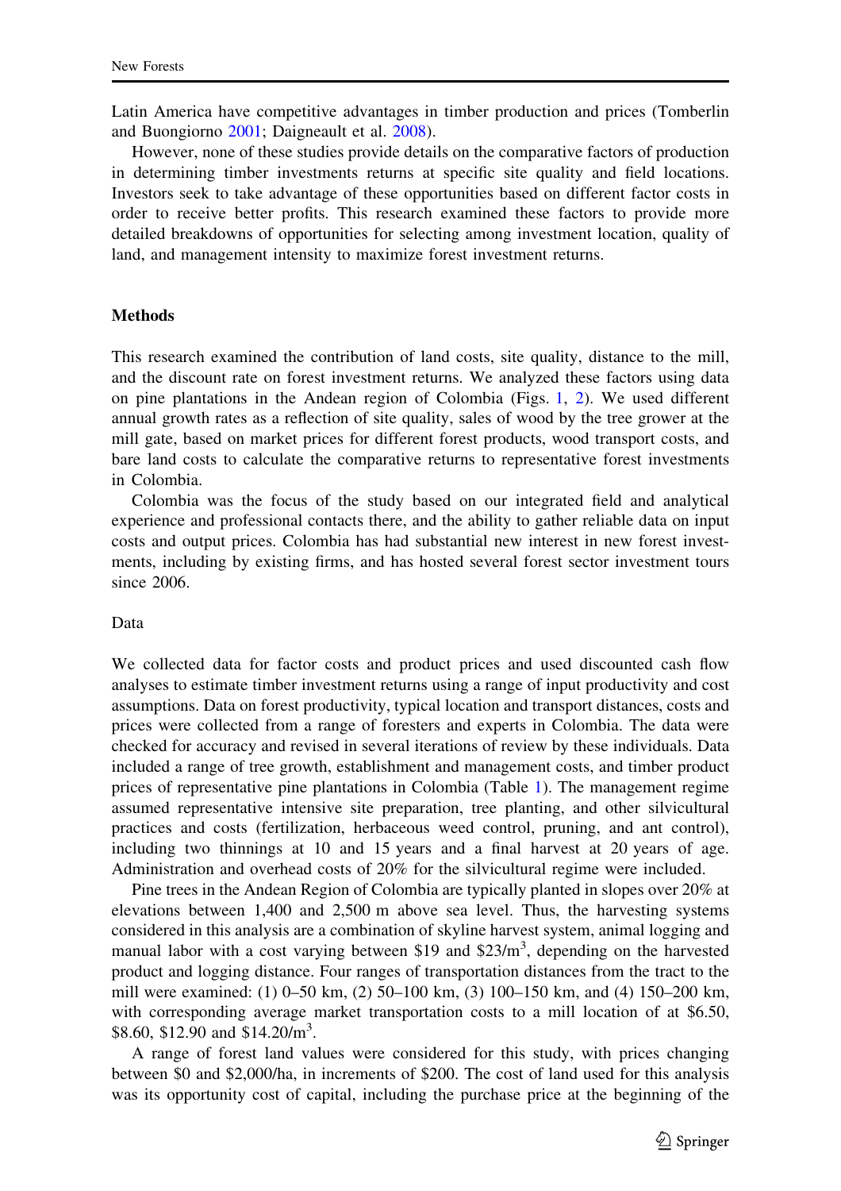Latin America have competitive advantages in timber production and prices (Tomberlin and Buongiorno 2001; Daigneault et al. 2008).

However, none of these studies provide details on the comparative factors of production in determining timber investments returns at specific site quality and field locations. Investors seek to take advantage of these opportunities based on different factor costs in order to receive better profits. This research examined these factors to provide more detailed breakdowns of opportunities for selecting among investment location, quality of land, and management intensity to maximize forest investment returns.

## Methods

This research examined the contribution of land costs, site quality, distance to the mill, and the discount rate on forest investment returns. We analyzed these factors using data on pine plantations in the Andean region of Colombia (Figs. 1, 2). We used different annual growth rates as a reflection of site quality, sales of wood by the tree grower at the mill gate, based on market prices for different forest products, wood transport costs, and bare land costs to calculate the comparative returns to representative forest investments in Colombia.

Colombia was the focus of the study based on our integrated field and analytical experience and professional contacts there, and the ability to gather reliable data on input costs and output prices. Colombia has had substantial new interest in new forest investments, including by existing firms, and has hosted several forest sector investment tours since 2006.

### Data

We collected data for factor costs and product prices and used discounted cash flow analyses to estimate timber investment returns using a range of input productivity and cost assumptions. Data on forest productivity, typical location and transport distances, costs and prices were collected from a range of foresters and experts in Colombia. The data were checked for accuracy and revised in several iterations of review by these individuals. Data included a range of tree growth, establishment and management costs, and timber product prices of representative pine plantations in Colombia (Table 1). The management regime assumed representative intensive site preparation, tree planting, and other silvicultural practices and costs (fertilization, herbaceous weed control, pruning, and ant control), including two thinnings at 10 and 15 years and a final harvest at 20 years of age. Administration and overhead costs of 20% for the silvicultural regime were included.

Pine trees in the Andean Region of Colombia are typically planted in slopes over 20% at elevations between 1,400 and 2,500 m above sea level. Thus, the harvesting systems considered in this analysis are a combination of skyline harvest system, animal logging and manual labor with a cost varying between \$19 and \$23/$m^3$, depending on the harvested product and logging distance. Four ranges of transportation distances from the tract to the mill were examined: (1) 0–50 km, (2) 50–100 km, (3) 100–150 km, and (4) 150–200 km, with corresponding average market transportation costs to a mill location of at \$6.50, \$8.60, \$12.90 and \$14.20/$m^3$.

A range of forest land values were considered for this study, with prices changing between \$0 and \$2,000/ha, in increments of \$200. The cost of land used for this analysis was its opportunity cost of capital, including the purchase price at the beginning of the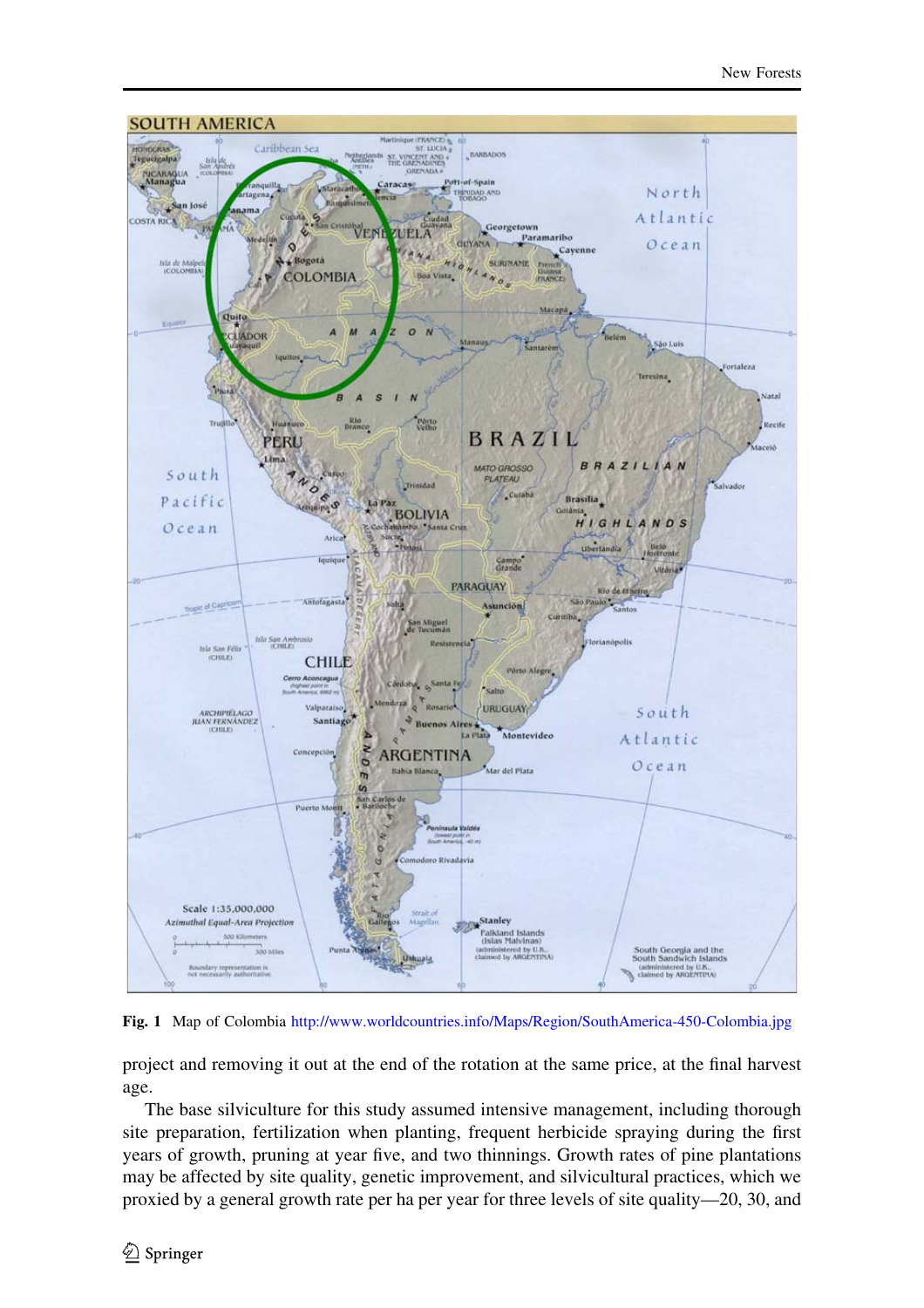Fig. 1 Map of Colombia http://www.worldcountries.info/Maps/Region/SouthAmerica-450-Colombia.jpg

project and removing it out at the end of the rotation at the same price, at the final harvest age.

The base silviculture for this study assumed intensive management, including thorough site preparation, fertilization when planting, frequent herbicide spraying during the first years of growth, pruning at year five, and two thinnings. Growth rates of pine plantations may be affected by site quality, genetic improvement, and silvicultural practices, which we proxied by a general growth rate per ha per year for three levels of site quality—20, 30, and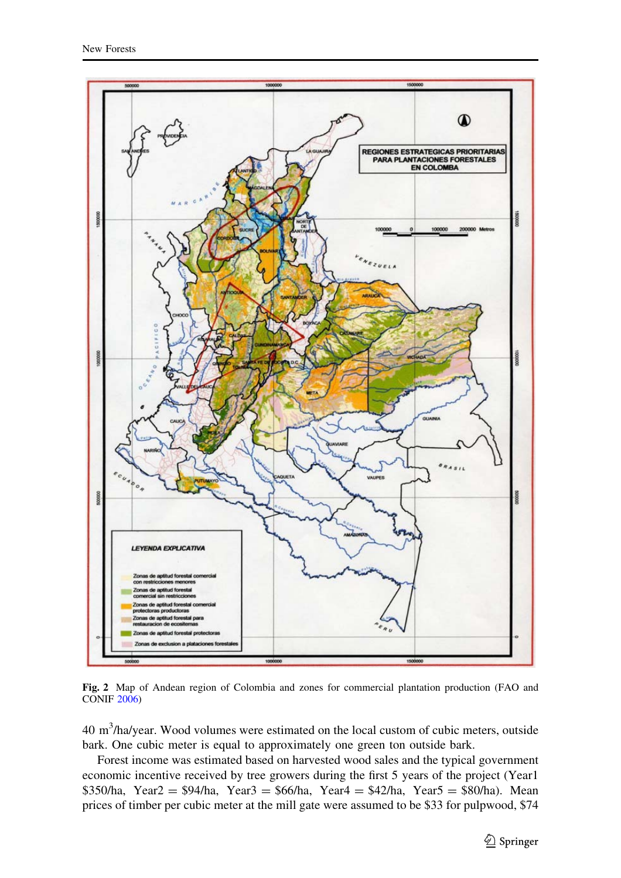Fig. 2 Map of Andean region of Colombia and zones for commercial plantation production (FAO and CONIF 2006)

40 $m^3$/ha/year. Wood volumes were estimated on the local custom of cubic meters, outside bark. One cubic meter is equal to approximately one green ton outside bark.

Forest income was estimated based on harvested wood sales and the typical government economic incentive received by tree growers during the first 5 years of the project (Year1 \$350/ha, Year2 = \$94/ha, Year3 = \$66/ha, Year4 = \$42/ha, Year5 = \$80/ha). Mean prices of timber per cubic meter at the mill gate were assumed to be \$33 for pulpwood, \$74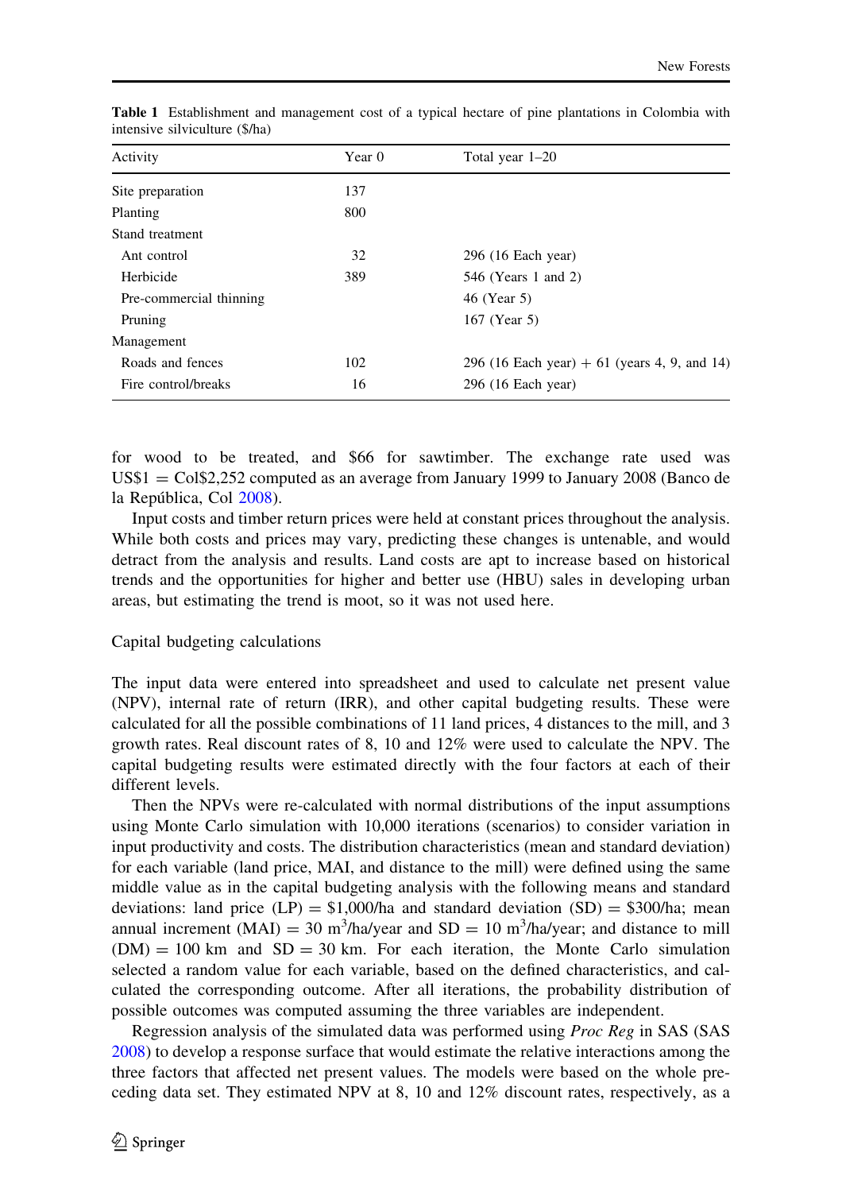**Table 1** Establishment and management cost of a typical hectare of pine plantations in Colombia with intensive silviculture ($/ha)

| Activity | Year 0 | Total year 1–20 |
|---|---|---|
| Site preparation | 137 | |
| Planting | 800 | |
| Stand treatment | | |
| Ant control | 32 | 296 (16 Each year) |
| Herbicide | 389 | 546 (Years 1 and 2) |
| Pre-commercial thinning | | 46 (Year 5) |
| Pruning | | 167 (Year 5) |
| Management | | |
| Roads and fences | 102 | 296 (16 Each year) + 61 (years 4, 9, and 14) |
| Fire control/breaks | 16 | 296 (16 Each year) |

for wood to be treated, and $66 for sawtimber. The exchange rate used was US$1 = Col$2,252 computed as an average from January 1999 to January 2008 (Banco de la República, Col 2008).

Input costs and timber return prices were held at constant prices throughout the analysis. While both costs and prices may vary, predicting these changes is untenable, and would detract from the analysis and results. Land costs are apt to increase based on historical trends and the opportunities for higher and better use (HBU) sales in developing urban areas, but estimating the trend is moot, so it was not used here.

## Capital budgeting calculations

The input data were entered into spreadsheet and used to calculate net present value (NPV), internal rate of return (IRR), and other capital budgeting results. These were calculated for all the possible combinations of 11 land prices, 4 distances to the mill, and 3 growth rates. Real discount rates of 8, 10 and 12% were used to calculate the NPV. The capital budgeting results were estimated directly with the four factors at each of their different levels.

Then the NPVs were re-calculated with normal distributions of the input assumptions using Monte Carlo simulation with 10,000 iterations (scenarios) to consider variation in input productivity and costs. The distribution characteristics (mean and standard deviation) for each variable (land price, MAI, and distance to the mill) were defined using the same middle value as in the capital budgeting analysis with the following means and standard deviations: land price (LP) = $1,000/ha and standard deviation (SD) = $300/ha; mean annual increment (MAI) = 30 $m^3$/ha/year and SD = 10 $m^3$/ha/year; and distance to mill (DM) = 100 km and SD = 30 km. For each iteration, the Monte Carlo simulation selected a random value for each variable, based on the defined characteristics, and calculated the corresponding outcome. After all iterations, the probability distribution of possible outcomes was computed assuming the three variables are independent.

Regression analysis of the simulated data was performed using *Proc Reg* in SAS (SAS 2008) to develop a response surface that would estimate the relative interactions among the three factors that affected net present values. The models were based on the whole preceding data set. They estimated NPV at 8, 10 and 12% discount rates, respectively, as a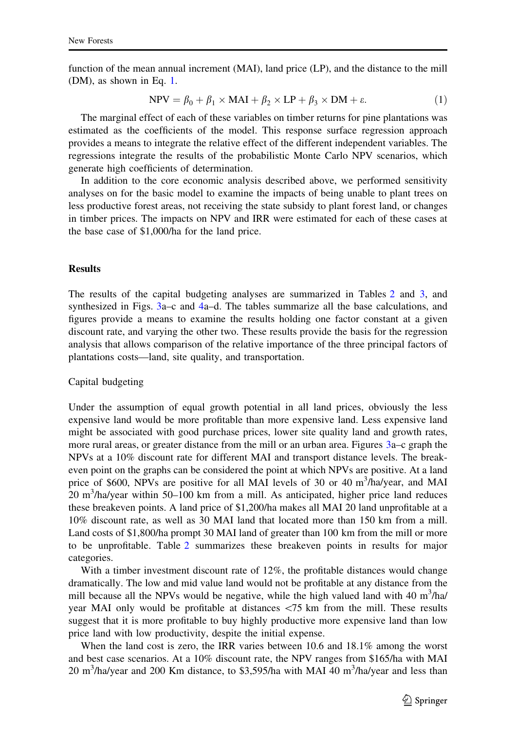function of the mean annual increment (MAI), land price (LP), and the distance to the mill (DM), as shown in Eq. 1.

$$\text{NPV} = \beta_0 + \beta_1 \times \text{MAI} + \beta_2 \times \text{LP} + \beta_3 \times \text{DM} + \varepsilon. \tag{1}$$

The marginal effect of each of these variables on timber returns for pine plantations was estimated as the coefficients of the model. This response surface regression approach provides a means to integrate the relative effect of the different independent variables. The regressions integrate the results of the probabilistic Monte Carlo NPV scenarios, which generate high coefficients of determination.

In addition to the core economic analysis described above, we performed sensitivity analyses on for the basic model to examine the impacts of being unable to plant trees on less productive forest areas, not receiving the state subsidy to plant forest land, or changes in timber prices. The impacts on NPV and IRR were estimated for each of these cases at the base case of \$1,000/ha for the land price.

## Results

The results of the capital budgeting analyses are summarized in Tables 2 and 3, and synthesized in Figs. 3a–c and 4a–d. The tables summarize all the base calculations, and figures provide a means to examine the results holding one factor constant at a given discount rate, and varying the other two. These results provide the basis for the regression analysis that allows comparison of the relative importance of the three principal factors of plantations costs—land, site quality, and transportation.

### Capital budgeting

Under the assumption of equal growth potential in all land prices, obviously the less expensive land would be more profitable than more expensive land. Less expensive land might be associated with good purchase prices, lower site quality land and growth rates, more rural areas, or greater distance from the mill or an urban area. Figures 3a–c graph the NPVs at a 10% discount rate for different MAI and transport distance levels. The break-even point on the graphs can be considered the point at which NPVs are positive. At a land price of \$600, NPVs are positive for all MAI levels of 30 or 40 $m^3$/ha/year, and MAI 20 $m^3$/ha/year within 50–100 km from a mill. As anticipated, higher price land reduces these breakeven points. A land price of \$1,200/ha makes all MAI 20 land unprofitable at a 10% discount rate, as well as 30 MAI land that located more than 150 km from a mill. Land costs of \$1,800/ha prompt 30 MAI land of greater than 100 km from the mill or more to be unprofitable. Table 2 summarizes these breakeven points in results for major categories.

With a timber investment discount rate of 12%, the profitable distances would change dramatically. The low and mid value land would not be profitable at any distance from the mill because all the NPVs would be negative, while the high valued land with 40 $m^3$/ha/year MAI only would be profitable at distances <75 km from the mill. These results suggest that it is more profitable to buy highly productive more expensive land than low price land with low productivity, despite the initial expense.

When the land cost is zero, the IRR varies between 10.6 and 18.1% among the worst and best case scenarios. At a 10% discount rate, the NPV ranges from \$165/ha with MAI 20 $m^3$/ha/year and 200 Km distance, to \$3,595/ha with MAI 40 $m^3$/ha/year and less than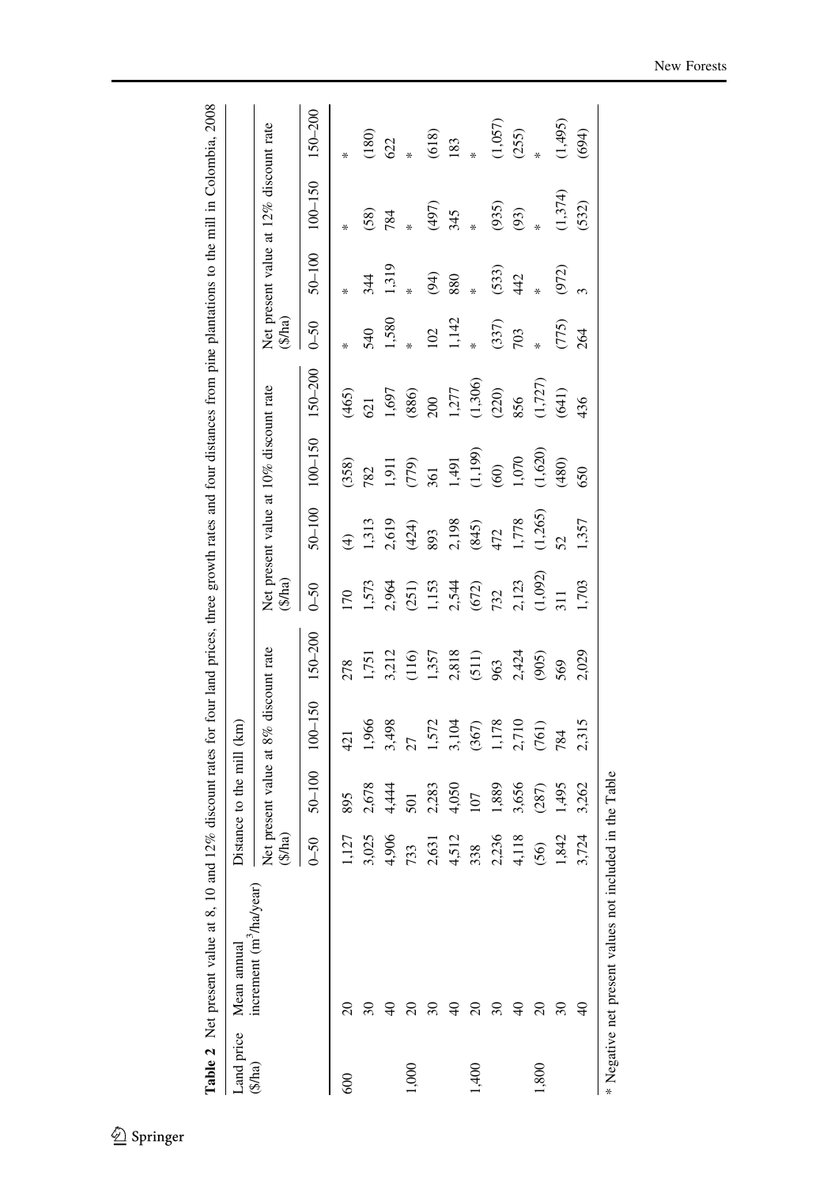**Table 2** Net present value at 8, 10 and 12% discount rates for four land prices, three growth rates and four distances from pine plantations to the mill in Colombia, 2008

| Land price ($/ha) | Mean annual increment ($m^3$/ha/year) | Distance to the mill (km) | | | | | | | | | | | |
|---|---|---|---|---|---|---|---|---|---|---|---|---|---|
| | | Net present value at 8% discount rate ($/ha) | | | | Net present value at 10% discount rate ($/ha) | | | | Net present value at 12% discount rate ($/ha) | | | |
| | | 0–50 | 50–100 | 100–150 | 150–200 | 0–50 | 50–100 | 100–150 | 150–200 | 0–50 | 50–100 | 100–150 | 150–200 |
| 600 | 20 | 1,127 | 895 | 421 | 278 | 170 | (4) | (358) | (465) | * | * | * | * |
| | 30 | 3,025 | 2,678 | 1,966 | 1,751 | 1,573 | 1,313 | 782 | 621 | 540 | 344 | (58) | (180) |
| | 40 | 4,906 | 4,444 | 3,498 | 3,212 | 2,964 | 2,619 | 1,911 | 1,697 | 1,580 | 1,319 | 784 | 622 |
| 1,000 | 20 | 733 | 501 | 27 | (116) | (251) | (424) | (779) | (886) | * | * | * | * |
| | 30 | 2,631 | 2,283 | 1,572 | 1,357 | 1,153 | 893 | 361 | 200 | 102 | (94) | (497) | (618) |
| | 40 | 4,512 | 4,050 | 3,104 | 2,818 | 2,544 | 2,198 | 1,491 | 1,277 | 1,142 | 880 | 345 | 183 |
| 1,400 | 20 | 338 | 107 | (367) | (511) | (672) | (845) | (1,199) | (1,306) | * | * | * | * |
| | 30 | 2,236 | 1,889 | 1,178 | 963 | 732 | 472 | (60) | (220) | (337) | (533) | (935) | (1,057) |
| | 40 | 4,118 | 3,656 | 2,710 | 2,424 | 2,123 | 1,778 | 1,070 | 856 | 703 | 442 | (93) | (255) |
| 1,800 | 20 | (56) | (287) | (761) | (905) | (1,092) | (1,265) | (1,620) | (1,727) | * | * | * | * |
| | 30 | 1,842 | 1,495 | 784 | 569 | 311 | 52 | (480) | (641) | (775) | (972) | (1,374) | (1,495) |
| | 40 | 3,724 | 3,262 | 2,315 | 2,029 | 1,703 | 1,357 | 650 | 436 | 264 | 3 | (532) | (694) |

* Negative net present values not included in the Table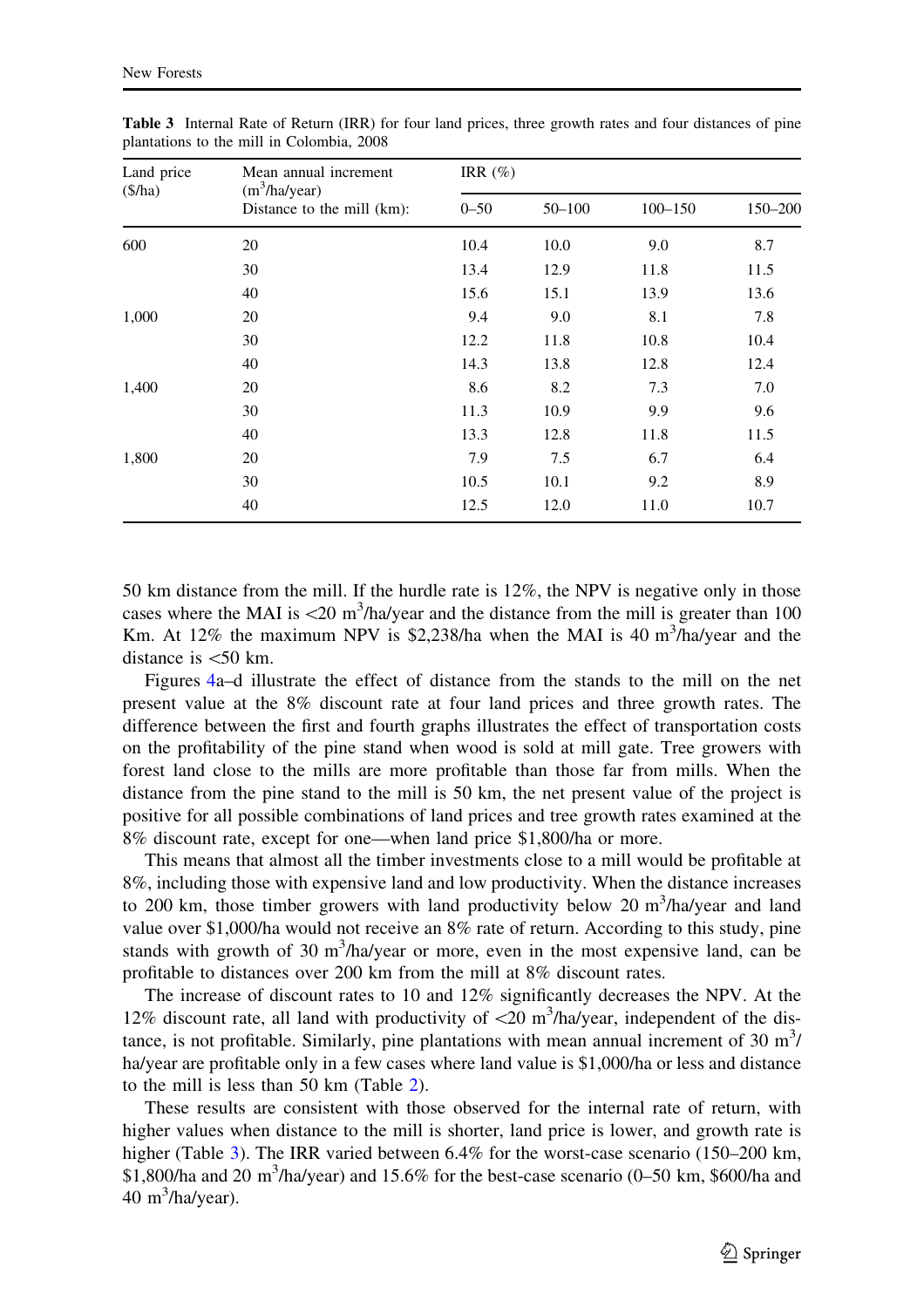**Table 3** Internal Rate of Return (IRR) for four land prices, three growth rates and four distances of pine plantations to the mill in Colombia, 2008

| Land price ($/ha) | Mean annual increment ($m^3$/ha/year) | IRR (%) | | | |
|---|---|---|---|---|---|
| | Distance to the mill (km): | 0–50 | 50–100 | 100–150 | 150–200 |
| 600 | 20 | 10.4 | 10.0 | 9.0 | 8.7 |
| | 30 | 13.4 | 12.9 | 11.8 | 11.5 |
| | 40 | 15.6 | 15.1 | 13.9 | 13.6 |
| 1,000 | 20 | 9.4 | 9.0 | 8.1 | 7.8 |
| | 30 | 12.2 | 11.8 | 10.8 | 10.4 |
| | 40 | 14.3 | 13.8 | 12.8 | 12.4 |
| 1,400 | 20 | 8.6 | 8.2 | 7.3 | 7.0 |
| | 30 | 11.3 | 10.9 | 9.9 | 9.6 |
| | 40 | 13.3 | 12.8 | 11.8 | 11.5 |
| 1,800 | 20 | 7.9 | 7.5 | 6.7 | 6.4 |
| | 30 | 10.5 | 10.1 | 9.2 | 8.9 |
| | 40 | 12.5 | 12.0 | 11.0 | 10.7 |

50 km distance from the mill. If the hurdle rate is 12%, the NPV is negative only in those cases where the MAI is <20 $m^3$/ha/year and the distance from the mill is greater than 100 Km. At 12% the maximum NPV is $2,238/ha when the MAI is 40 $m^3$/ha/year and the distance is <50 km.

Figures 4a–d illustrate the effect of distance from the stands to the mill on the net present value at the 8% discount rate at four land prices and three growth rates. The difference between the first and fourth graphs illustrates the effect of transportation costs on the profitability of the pine stand when wood is sold at mill gate. Tree growers with forest land close to the mills are more profitable than those far from mills. When the distance from the pine stand to the mill is 50 km, the net present value of the project is positive for all possible combinations of land prices and tree growth rates examined at the 8% discount rate, except for one—when land price $1,800/ha or more.

This means that almost all the timber investments close to a mill would be profitable at 8%, including those with expensive land and low productivity. When the distance increases to 200 km, those timber growers with land productivity below 20 $m^3$/ha/year and land value over $1,000/ha would not receive an 8% rate of return. According to this study, pine stands with growth of 30 $m^3$/ha/year or more, even in the most expensive land, can be profitable to distances over 200 km from the mill at 8% discount rates.

The increase of discount rates to 10 and 12% significantly decreases the NPV. At the 12% discount rate, all land with productivity of <20 $m^3$/ha/year, independent of the distance, is not profitable. Similarly, pine plantations with mean annual increment of 30 $m^3$/ha/year are profitable only in a few cases where land value is $1,000/ha or less and distance to the mill is less than 50 km (Table 2).

These results are consistent with those observed for the internal rate of return, with higher values when distance to the mill is shorter, land price is lower, and growth rate is higher (Table 3). The IRR varied between 6.4% for the worst-case scenario (150–200 km, $1,800/ha and 20 $m^3$/ha/year) and 15.6% for the best-case scenario (0–50 km, $600/ha and 40 $m^3$/ha/year).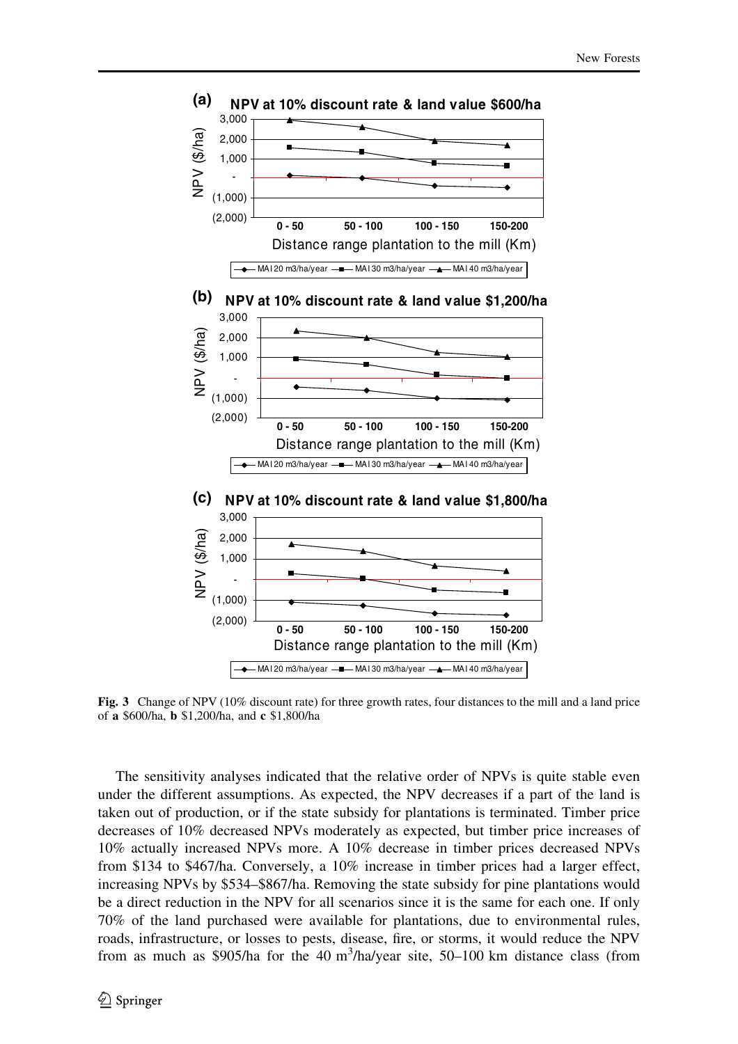**Fig. 3** Change of NPV (10% discount rate) for three growth rates, four distances to the mill and a land price of **a** \$600/ha, **b** \$1,200/ha, and **c** \$1,800/ha

The sensitivity analyses indicated that the relative order of NPVs is quite stable even under the different assumptions. As expected, the NPV decreases if a part of the land is taken out of production, or if the state subsidy for plantations is terminated. Timber price decreases of 10% decreased NPVs moderately as expected, but timber price increases of 10% actually increased NPVs more. A 10% decrease in timber prices decreased NPVs from \$134 to \$467/ha. Conversely, a 10% increase in timber prices had a larger effect, increasing NPVs by \$534–\$867/ha. Removing the state subsidy for pine plantations would be a direct reduction in the NPV for all scenarios since it is the same for each one. If only 70% of the land purchased were available for plantations, due to environmental rules, roads, infrastructure, or losses to pests, disease, fire, or storms, it would reduce the NPV from as much as \$905/ha for the 40 $m^3$/ha/year site, 50–100 km distance class (from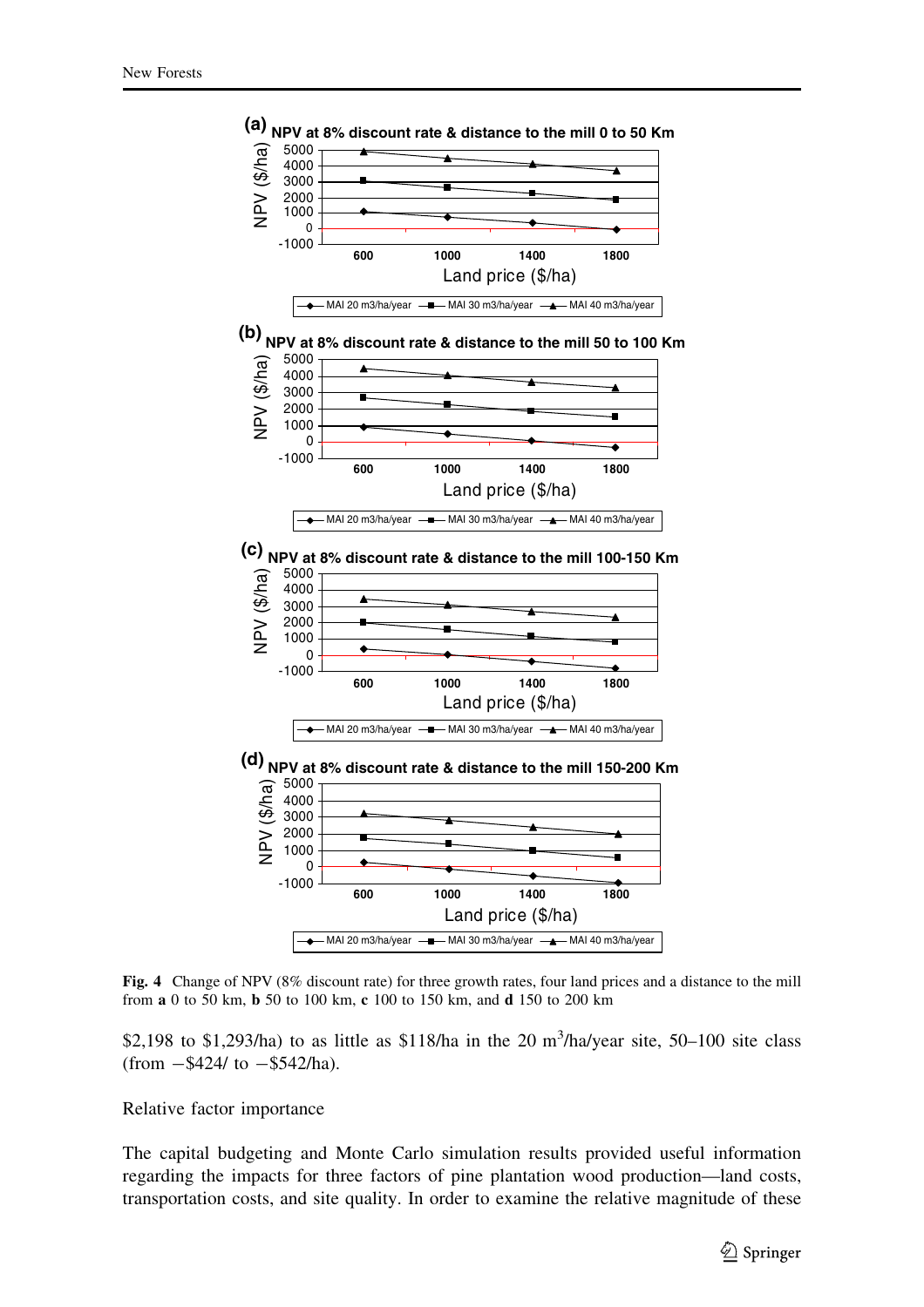**Fig. 4** Change of NPV (8% discount rate) for three growth rates, four land prices and a distance to the mill from **a** 0 to 50 km, **b** 50 to 100 km, **c** 100 to 150 km, and **d** 150 to 200 km

\$2,198 to \$1,293/ha) to as little as \$118/ha in the 20 $m^3$/ha/year site, 50–100 site class (from −\$424/ to −\$542/ha).

Relative factor importance

The capital budgeting and Monte Carlo simulation results provided useful information regarding the impacts for three factors of pine plantation wood production—land costs, transportation costs, and site quality. In order to examine the relative magnitude of these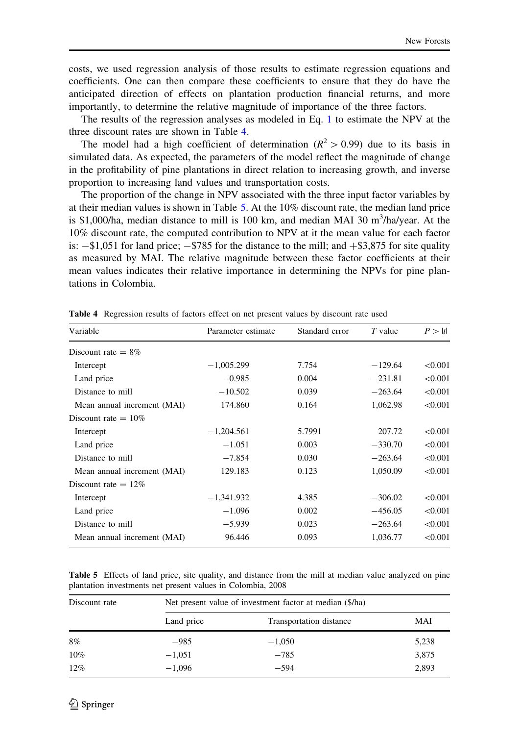costs, we used regression analysis of those results to estimate regression equations and coefficients. One can then compare these coefficients to ensure that they do have the anticipated direction of effects on plantation production financial returns, and more importantly, to determine the relative magnitude of importance of the three factors.

The results of the regression analyses as modeled in Eq. 1 to estimate the NPV at the three discount rates are shown in Table 4.

The model had a high coefficient of determination ($R^2 > 0.99$) due to its basis in simulated data. As expected, the parameters of the model reflect the magnitude of change in the profitability of pine plantations in direct relation to increasing growth, and inverse proportion to increasing land values and transportation costs.

The proportion of the change in NPV associated with the three input factor variables by at their median values is shown in Table 5. At the 10% discount rate, the median land price is \$1,000/ha, median distance to mill is 100 km, and median MAI 30 m$^3$/ha/year. At the 10% discount rate, the computed contribution to NPV at it the mean value for each factor is: −\$1,051 for land price; −\$785 for the distance to the mill; and +\$3,875 for site quality as measured by MAI. The relative magnitude between these factor coefficients at their mean values indicates their relative importance in determining the NPVs for pine plantations in Colombia.

**Table 4** Regression results of factors effect on net present values by discount rate used

| Variable | Parameter estimate | Standard error | *T* value | $P > \|t\|$ |
|---|---|---|---|---|
| Discount rate = 8% | | | | |
| Intercept | −1,005.299 | 7.754 | −129.64 | <0.001 |
| Land price | −0.985 | 0.004 | −231.81 | <0.001 |
| Distance to mill | −10.502 | 0.039 | −263.64 | <0.001 |
| Mean annual increment (MAI) | 174.860 | 0.164 | 1,062.98 | <0.001 |
| Discount rate = 10% | | | | |
| Intercept | −1,204.561 | 5.7991 | 207.72 | <0.001 |
| Land price | −1.051 | 0.003 | −330.70 | <0.001 |
| Distance to mill | −7.854 | 0.030 | −263.64 | <0.001 |
| Mean annual increment (MAI) | 129.183 | 0.123 | 1,050.09 | <0.001 |
| Discount rate = 12% | | | | |
| Intercept | −1,341.932 | 4.385 | −306.02 | <0.001 |
| Land price | −1.096 | 0.002 | −456.05 | <0.001 |
| Distance to mill | −5.939 | 0.023 | −263.64 | <0.001 |
| Mean annual increment (MAI) | 96.446 | 0.093 | 1,036.77 | <0.001 |

**Table 5** Effects of land price, site quality, and distance from the mill at median value analyzed on pine plantation investments net present values in Colombia, 2008

| Discount rate | Net present value of investment factor at median (\$/ha) | | |
|---|---|---|---|
| | Land price | Transportation distance | MAI |
| 8% | −985 | −1,050 | 5,238 |
| 10% | −1,051 | −785 | 3,875 |
| 12% | −1,096 | −594 | 2,893 |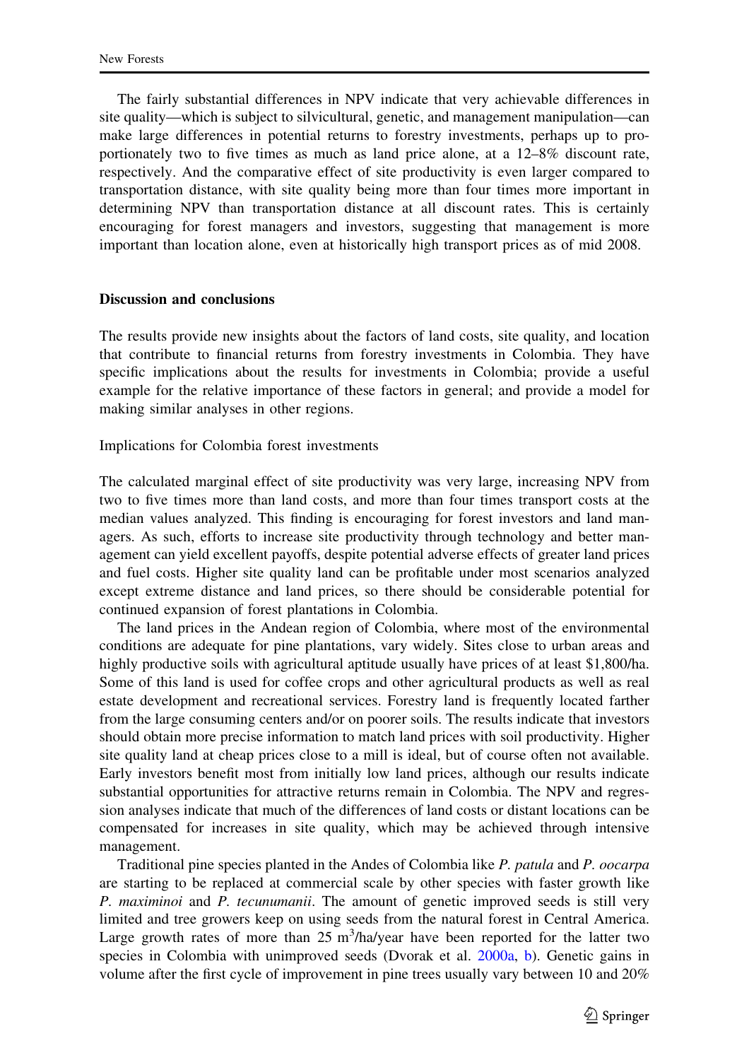The fairly substantial differences in NPV indicate that very achievable differences in site quality—which is subject to silvicultural, genetic, and management manipulation—can make large differences in potential returns to forestry investments, perhaps up to proportionately two to five times as much as land price alone, at a 12–8% discount rate, respectively. And the comparative effect of site productivity is even larger compared to transportation distance, with site quality being more than four times more important in determining NPV than transportation distance at all discount rates. This is certainly encouraging for forest managers and investors, suggesting that management is more important than location alone, even at historically high transport prices as of mid 2008.

## Discussion and conclusions

The results provide new insights about the factors of land costs, site quality, and location that contribute to financial returns from forestry investments in Colombia. They have specific implications about the results for investments in Colombia; provide a useful example for the relative importance of these factors in general; and provide a model for making similar analyses in other regions.

### Implications for Colombia forest investments

The calculated marginal effect of site productivity was very large, increasing NPV from two to five times more than land costs, and more than four times transport costs at the median values analyzed. This finding is encouraging for forest investors and land managers. As such, efforts to increase site productivity through technology and better management can yield excellent payoffs, despite potential adverse effects of greater land prices and fuel costs. Higher site quality land can be profitable under most scenarios analyzed except extreme distance and land prices, so there should be considerable potential for continued expansion of forest plantations in Colombia.

The land prices in the Andean region of Colombia, where most of the environmental conditions are adequate for pine plantations, vary widely. Sites close to urban areas and highly productive soils with agricultural aptitude usually have prices of at least $1,800/ha. Some of this land is used for coffee crops and other agricultural products as well as real estate development and recreational services. Forestry land is frequently located farther from the large consuming centers and/or on poorer soils. The results indicate that investors should obtain more precise information to match land prices with soil productivity. Higher site quality land at cheap prices close to a mill is ideal, but of course often not available. Early investors benefit most from initially low land prices, although our results indicate substantial opportunities for attractive returns remain in Colombia. The NPV and regression analyses indicate that much of the differences of land costs or distant locations can be compensated for increases in site quality, which may be achieved through intensive management.

Traditional pine species planted in the Andes of Colombia like *P. patula* and *P. oocarpa* are starting to be replaced at commercial scale by other species with faster growth like *P. maximinoi* and *P. tecunumanii*. The amount of genetic improved seeds is still very limited and tree growers keep on using seeds from the natural forest in Central America. Large growth rates of more than 25 $m^3$/ha/year have been reported for the latter two species in Colombia with unimproved seeds (Dvorak et al. 2000a, b). Genetic gains in volume after the first cycle of improvement in pine trees usually vary between 10 and 20%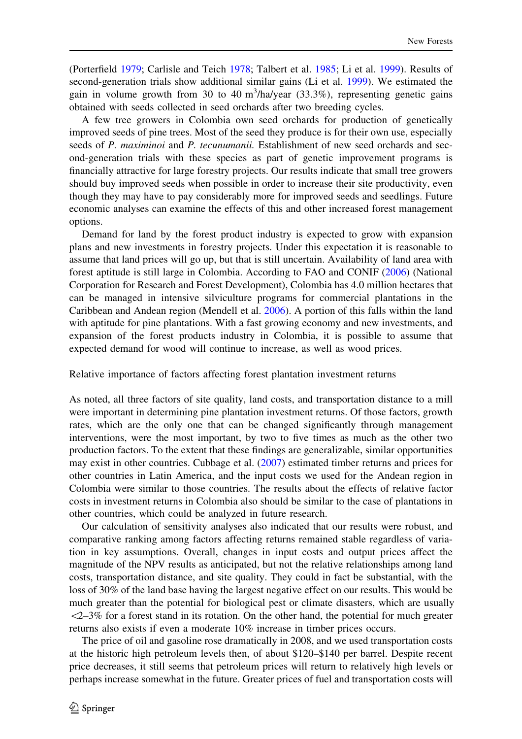(Porterfield 1979; Carlisle and Teich 1978; Talbert et al. 1985; Li et al. 1999). Results of second-generation trials show additional similar gains (Li et al. 1999). We estimated the gain in volume growth from 30 to 40 $m^3$/ha/year (33.3%), representing genetic gains obtained with seeds collected in seed orchards after two breeding cycles.

A few tree growers in Colombia own seed orchards for production of genetically improved seeds of pine trees. Most of the seed they produce is for their own use, especially seeds of *P. maximinoi* and *P. tecunumanii.* Establishment of new seed orchards and second-generation trials with these species as part of genetic improvement programs is financially attractive for large forestry projects. Our results indicate that small tree growers should buy improved seeds when possible in order to increase their site productivity, even though they may have to pay considerably more for improved seeds and seedlings. Future economic analyses can examine the effects of this and other increased forest management options.

Demand for land by the forest product industry is expected to grow with expansion plans and new investments in forestry projects. Under this expectation it is reasonable to assume that land prices will go up, but that is still uncertain. Availability of land area with forest aptitude is still large in Colombia. According to FAO and CONIF (2006) (National Corporation for Research and Forest Development), Colombia has 4.0 million hectares that can be managed in intensive silviculture programs for commercial plantations in the Caribbean and Andean region (Mendell et al. 2006). A portion of this falls within the land with aptitude for pine plantations. With a fast growing economy and new investments, and expansion of the forest products industry in Colombia, it is possible to assume that expected demand for wood will continue to increase, as well as wood prices.

## Relative importance of factors affecting forest plantation investment returns

As noted, all three factors of site quality, land costs, and transportation distance to a mill were important in determining pine plantation investment returns. Of those factors, growth rates, which are the only one that can be changed significantly through management interventions, were the most important, by two to five times as much as the other two production factors. To the extent that these findings are generalizable, similar opportunities may exist in other countries. Cubbage et al. (2007) estimated timber returns and prices for other countries in Latin America, and the input costs we used for the Andean region in Colombia were similar to those countries. The results about the effects of relative factor costs in investment returns in Colombia also should be similar to the case of plantations in other countries, which could be analyzed in future research.

Our calculation of sensitivity analyses also indicated that our results were robust, and comparative ranking among factors affecting returns remained stable regardless of variation in key assumptions. Overall, changes in input costs and output prices affect the magnitude of the NPV results as anticipated, but not the relative relationships among land costs, transportation distance, and site quality. They could in fact be substantial, with the loss of 30% of the land base having the largest negative effect on our results. This would be much greater than the potential for biological pest or climate disasters, which are usually <2–3% for a forest stand in its rotation. On the other hand, the potential for much greater returns also exists if even a moderate 10% increase in timber prices occurs.

The price of oil and gasoline rose dramatically in 2008, and we used transportation costs at the historic high petroleum levels then, of about \$120–\$140 per barrel. Despite recent price decreases, it still seems that petroleum prices will return to relatively high levels or perhaps increase somewhat in the future. Greater prices of fuel and transportation costs will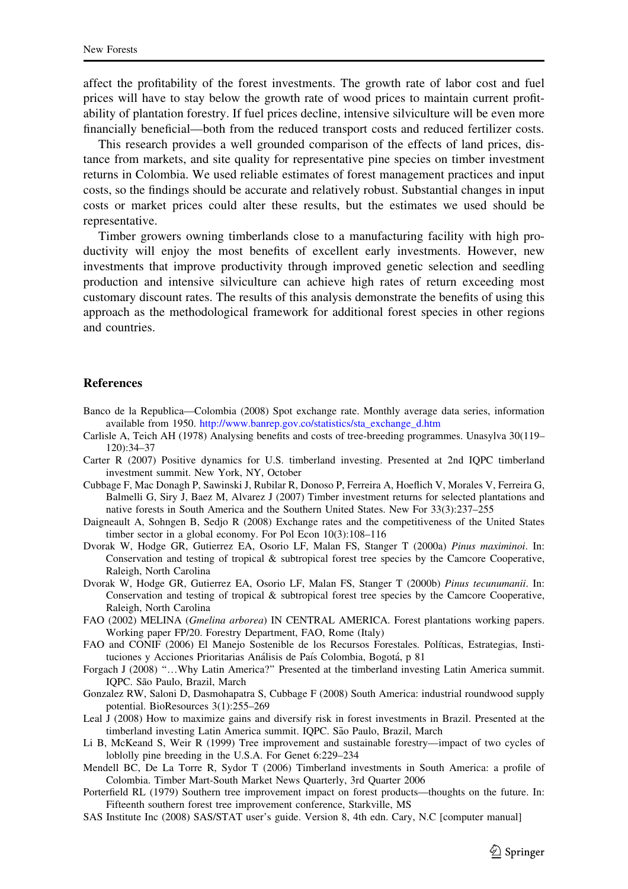affect the profitability of the forest investments. The growth rate of labor cost and fuel prices will have to stay below the growth rate of wood prices to maintain current profitability of plantation forestry. If fuel prices decline, intensive silviculture will be even more financially beneficial—both from the reduced transport costs and reduced fertilizer costs.

This research provides a well grounded comparison of the effects of land prices, distance from markets, and site quality for representative pine species on timber investment returns in Colombia. We used reliable estimates of forest management practices and input costs, so the findings should be accurate and relatively robust. Substantial changes in input costs or market prices could alter these results, but the estimates we used should be representative.

Timber growers owning timberlands close to a manufacturing facility with high productivity will enjoy the most benefits of excellent early investments. However, new investments that improve productivity through improved genetic selection and seedling production and intensive silviculture can achieve high rates of return exceeding most customary discount rates. The results of this analysis demonstrate the benefits of using this approach as the methodological framework for additional forest species in other regions and countries.

## References

Banco de la Republica—Colombia (2008) Spot exchange rate. Monthly average data series, information available from 1950. http://www.banrep.gov.co/statistics/sta_exchange_d.htm

Carlisle A, Teich AH (1978) Analysing benefits and costs of tree-breeding programmes. Unasylva 30(119–120):34–37

Carter R (2007) Positive dynamics for U.S. timberland investing. Presented at 2nd IQPC timberland investment summit. New York, NY, October

Cubbage F, Mac Donagh P, Sawinski J, Rubilar R, Donoso P, Ferreira A, Hoeflich V, Morales V, Ferreira G, Balmelli G, Siry J, Baez M, Alvarez J (2007) Timber investment returns for selected plantations and native forests in South America and the Southern United States. New For 33(3):237–255

Daigneault A, Sohngen B, Sedjo R (2008) Exchange rates and the competitiveness of the United States timber sector in a global economy. For Pol Econ 10(3):108–116

Dvorak W, Hodge GR, Gutierrez EA, Osorio LF, Malan FS, Stanger T (2000a) *Pinus maximinoi*. In: Conservation and testing of tropical & subtropical forest tree species by the Camcore Cooperative, Raleigh, North Carolina

Dvorak W, Hodge GR, Gutierrez EA, Osorio LF, Malan FS, Stanger T (2000b) *Pinus tecunumanii*. In: Conservation and testing of tropical & subtropical forest tree species by the Camcore Cooperative, Raleigh, North Carolina

FAO (2002) MELINA (*Gmelina arborea*) IN CENTRAL AMERICA. Forest plantations working papers. Working paper FP/20. Forestry Department, FAO, Rome (Italy)

FAO and CONIF (2006) El Manejo Sostenible de los Recursos Forestales. Políticas, Estrategias, Instituciones y Acciones Prioritarias Análisis de País Colombia, Bogotá, p 81

Forgach J (2008) "…Why Latin America?" Presented at the timberland investing Latin America summit. IQPC. São Paulo, Brazil, March

Gonzalez RW, Saloni D, Dasmohapatra S, Cubbage F (2008) South America: industrial roundwood supply potential. BioResources 3(1):255–269

Leal J (2008) How to maximize gains and diversify risk in forest investments in Brazil. Presented at the timberland investing Latin America summit. IQPC. São Paulo, Brazil, March

Li B, McKeand S, Weir R (1999) Tree improvement and sustainable forestry—impact of two cycles of loblolly pine breeding in the U.S.A. For Genet 6:229–234

Mendell BC, De La Torre R, Sydor T (2006) Timberland investments in South America: a profile of Colombia. Timber Mart-South Market News Quarterly, 3rd Quarter 2006

Porterfield RL (1979) Southern tree improvement impact on forest products—thoughts on the future. In: Fifteenth southern forest tree improvement conference, Starkville, MS

SAS Institute Inc (2008) SAS/STAT user's guide. Version 8, 4th edn. Cary, N.C [computer manual]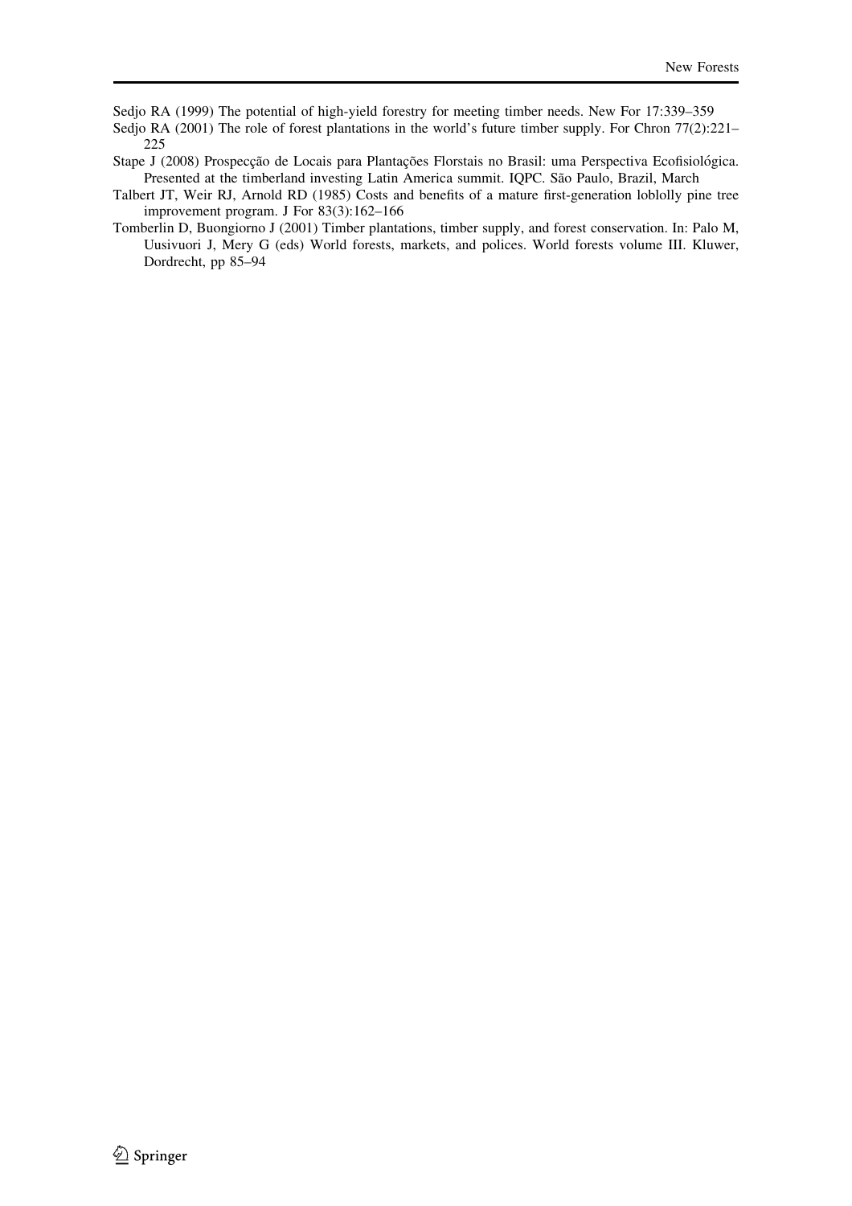Sedjo RA (1999) The potential of high-yield forestry for meeting timber needs. New For 17:339–359

Sedjo RA (2001) The role of forest plantations in the world's future timber supply. For Chron 77(2):221–225

Stape J (2008) Prospecção de Locais para Plantações Florstais no Brasil: uma Perspectiva Ecofisiológica. Presented at the timberland investing Latin America summit. IQPC. São Paulo, Brazil, March

Talbert JT, Weir RJ, Arnold RD (1985) Costs and benefits of a mature first-generation loblolly pine tree improvement program. J For 83(3):162–166

Tomberlin D, Buongiorno J (2001) Timber plantations, timber supply, and forest conservation. In: Palo M, Uusivuori J, Mery G (eds) World forests, markets, and polices. World forests volume III. Kluwer, Dordrecht, pp 85–94